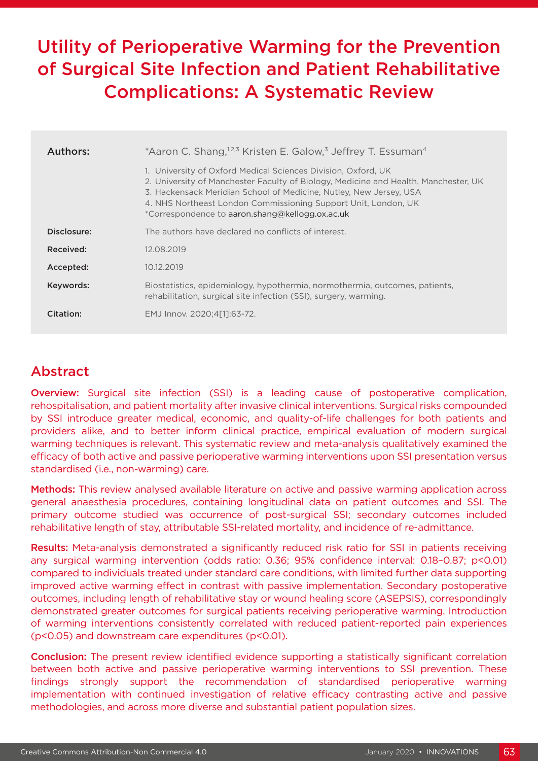# Utility of Perioperative Warming for the Prevention of Surgical Site Infection and Patient Rehabilitative Complications: A Systematic Review

| | |
|---|---|
| **Authors:** | *Aaron C. Shang,[1,2,3] Kristen E. Galow,[3] Jeffrey T. Essuman[4] |
| | 1. University of Oxford Medical Sciences Division, Oxford, UK<br>2. University of Manchester Faculty of Biology, Medicine and Health, Manchester, UK<br>3. Hackensack Meridian School of Medicine, Nutley, New Jersey, USA<br>4. NHS Northeast London Commissioning Support Unit, London, UK<br>*Correspondence to aaron.shang@kellogg.ox.ac.uk |
| **Disclosure:** | The authors have declared no conflicts of interest. |
| **Received:** | 12.08.2019 |
| **Accepted:** | 10.12.2019 |
| **Keywords:** | Biostatistics, epidemiology, hypothermia, normothermia, outcomes, patients, rehabilitation, surgical site infection (SSI), surgery, warming. |
| **Citation:** | EMJ Innov. 2020;4[1]:63-72. |

## Abstract

**Overview:** Surgical site infection (SSI) is a leading cause of postoperative complication, rehospitalisation, and patient mortality after invasive clinical interventions. Surgical risks compounded by SSI introduce greater medical, economic, and quality-of-life challenges for both patients and providers alike, and to better inform clinical practice, empirical evaluation of modern surgical warming techniques is relevant. This systematic review and meta-analysis qualitatively examined the efficacy of both active and passive perioperative warming interventions upon SSI presentation versus standardised (i.e., non-warming) care.

**Methods:** This review analysed available literature on active and passive warming application across general anaesthesia procedures, containing longitudinal data on patient outcomes and SSI. The primary outcome studied was occurrence of post-surgical SSI; secondary outcomes included rehabilitative length of stay, attributable SSI-related mortality, and incidence of re-admittance.

**Results:** Meta-analysis demonstrated a significantly reduced risk ratio for SSI in patients receiving any surgical warming intervention (odds ratio: 0.36; 95% confidence interval: 0.18–0.87; $p<0.01$) compared to individuals treated under standard care conditions, with limited further data supporting improved active warming effect in contrast with passive implementation. Secondary postoperative outcomes, including length of rehabilitative stay or wound healing score (ASEPSIS), correspondingly demonstrated greater outcomes for surgical patients receiving perioperative warming. Introduction of warming interventions consistently correlated with reduced patient-reported pain experiences ($p<0.05$) and downstream care expenditures ($p<0.01$).

**Conclusion:** The present review identified evidence supporting a statistically significant correlation between both active and passive perioperative warming interventions to SSI prevention. These findings strongly support the recommendation of standardised perioperative warming implementation with continued investigation of relative efficacy contrasting active and passive methodologies, and across more diverse and substantial patient population sizes.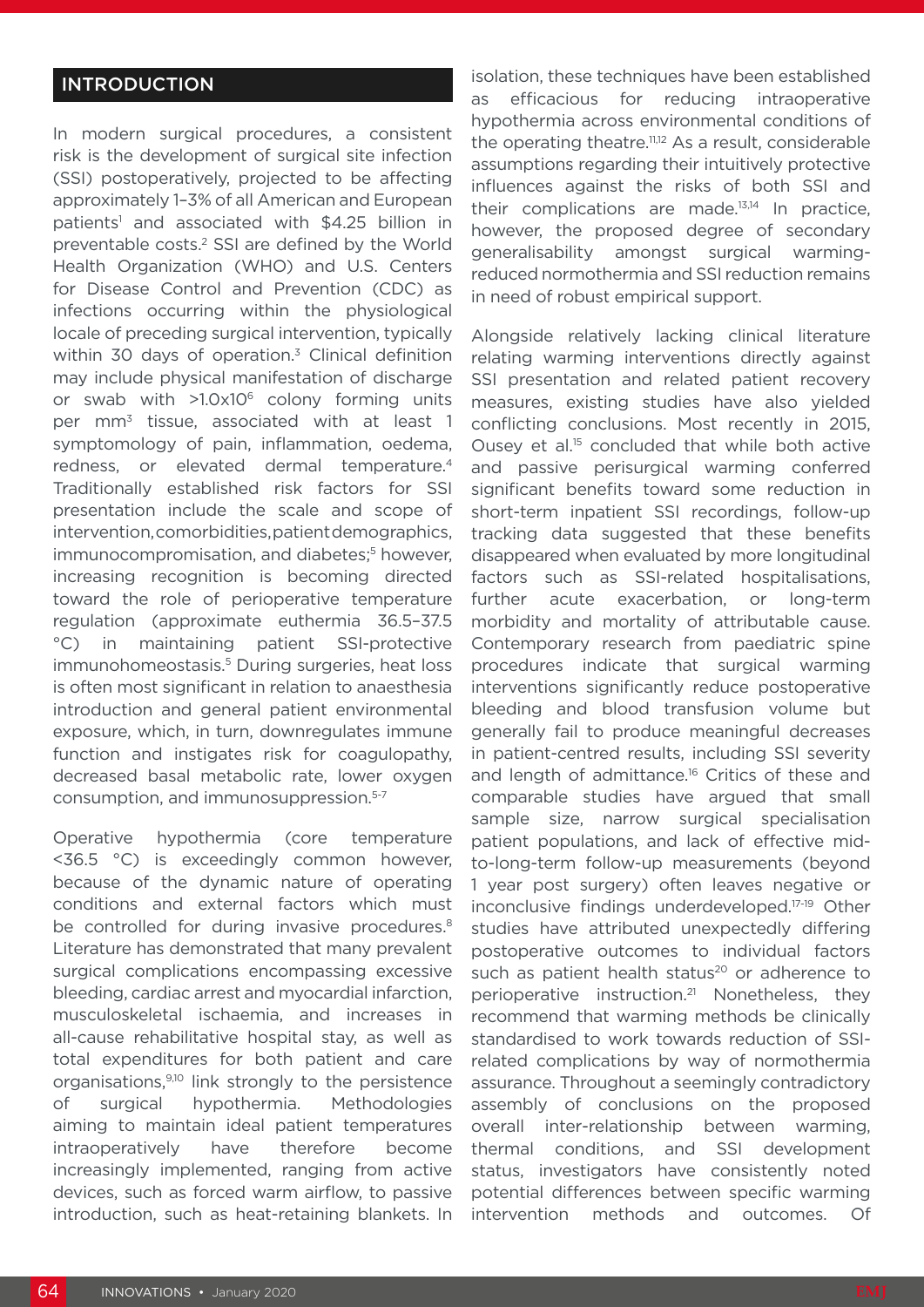## INTRODUCTION

In modern surgical procedures, a consistent risk is the development of surgical site infection (SSI) postoperatively, projected to be affecting approximately 1–3% of all American and European patients[1] and associated with $4.25 billion in preventable costs.[2] SSI are defined by the World Health Organization (WHO) and U.S. Centers for Disease Control and Prevention (CDC) as infections occurring within the physiological locale of preceding surgical intervention, typically within 30 days of operation.[3] Clinical definition may include physical manifestation of discharge or swab with $>1.0 \times 10^6$ colony forming units per $mm^3$ tissue, associated with at least 1 symptomology of pain, inflammation, oedema, redness, or elevated dermal temperature.[4] Traditionally established risk factors for SSI presentation include the scale and scope of intervention, comorbidities, patient demographics, immunocompromisation, and diabetes;[5] however, increasing recognition is becoming directed toward the role of perioperative temperature regulation (approximate euthermia 36.5–37.5 °C) in maintaining patient SSI-protective immunohomeostasis.[5] During surgeries, heat loss is often most significant in relation to anaesthesia introduction and general patient environmental exposure, which, in turn, downregulates immune function and instigates risk for coagulopathy, decreased basal metabolic rate, lower oxygen consumption, and immunosuppression.[5-7]

Operative hypothermia (core temperature <36.5 °C) is exceedingly common however, because of the dynamic nature of operating conditions and external factors which must be controlled for during invasive procedures.[8] Literature has demonstrated that many prevalent surgical complications encompassing excessive bleeding, cardiac arrest and myocardial infarction, musculoskeletal ischaemia, and increases in all-cause rehabilitative hospital stay, as well as total expenditures for both patient and care organisations,[9,10] link strongly to the persistence of surgical hypothermia. Methodologies aiming to maintain ideal patient temperatures intraoperatively have therefore become increasingly implemented, ranging from active devices, such as forced warm airflow, to passive introduction, such as heat-retaining blankets. In isolation, these techniques have been established as efficacious for reducing intraoperative hypothermia across environmental conditions of the operating theatre.[11,12] As a result, considerable assumptions regarding their intuitively protective influences against the risks of both SSI and their complications are made.[13,14] In practice, however, the proposed degree of secondary generalisability amongst surgical warming-reduced normothermia and SSI reduction remains in need of robust empirical support.

Alongside relatively lacking clinical literature relating warming interventions directly against SSI presentation and related patient recovery measures, existing studies have also yielded conflicting conclusions. Most recently in 2015, Ousey et al.[15] concluded that while both active and passive perisurgical warming conferred significant benefits toward some reduction in short-term inpatient SSI recordings, follow-up tracking data suggested that these benefits disappeared when evaluated by more longitudinal factors such as SSI-related hospitalisations, further acute exacerbation, or long-term morbidity and mortality of attributable cause. Contemporary research from paediatric spine procedures indicate that surgical warming interventions significantly reduce postoperative bleeding and blood transfusion volume but generally fail to produce meaningful decreases in patient-centred results, including SSI severity and length of admittance.[16] Critics of these and comparable studies have argued that small sample size, narrow surgical specialisation patient populations, and lack of effective mid-to-long-term follow-up measurements (beyond 1 year post surgery) often leaves negative or inconclusive findings underdeveloped.[17-19] Other studies have attributed unexpectedly differing postoperative outcomes to individual factors such as patient health status[20] or adherence to perioperative instruction.[21] Nonetheless, they recommend that warming methods be clinically standardised to work towards reduction of SSI-related complications by way of normothermia assurance. Throughout a seemingly contradictory assembly of conclusions on the proposed overall inter-relationship between warming, thermal conditions, and SSI development status, investigators have consistently noted potential differences between specific warming intervention methods and outcomes. Of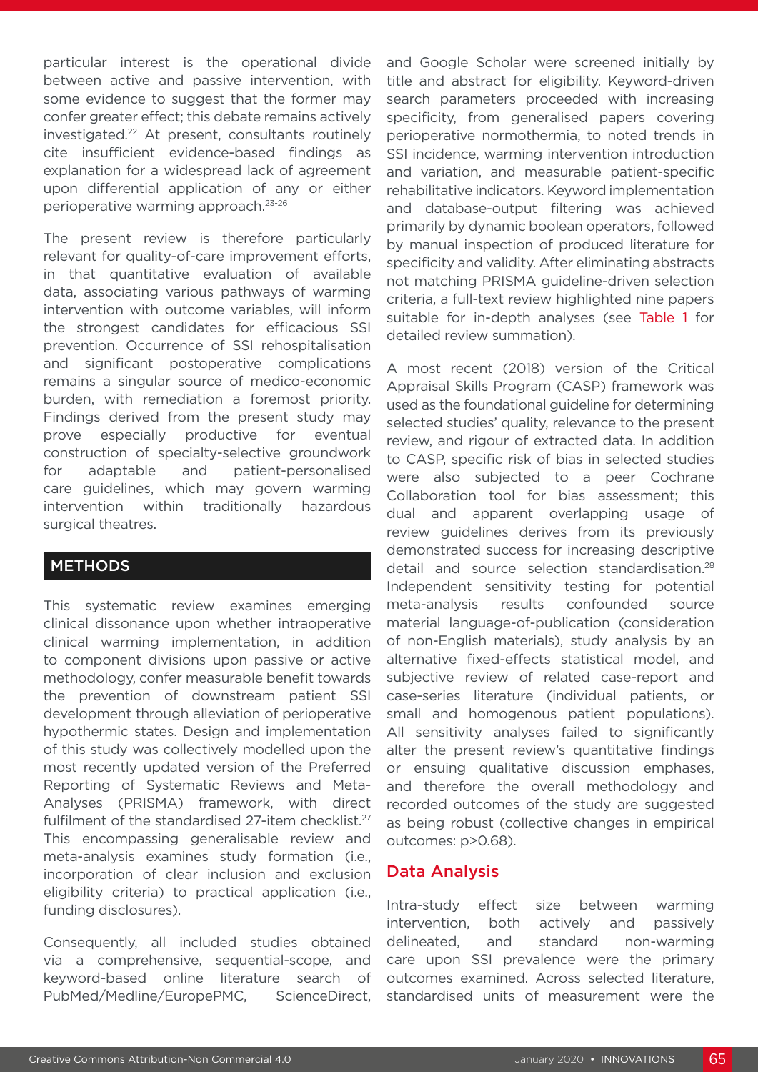particular interest is the operational divide between active and passive intervention, with some evidence to suggest that the former may confer greater effect; this debate remains actively investigated.[22] At present, consultants routinely cite insufficient evidence-based findings as explanation for a widespread lack of agreement upon differential application of any or either perioperative warming approach.[23-26]

The present review is therefore particularly relevant for quality-of-care improvement efforts, in that quantitative evaluation of available data, associating various pathways of warming intervention with outcome variables, will inform the strongest candidates for efficacious SSI prevention. Occurrence of SSI rehospitalisation and significant postoperative complications remains a singular source of medico-economic burden, with remediation a foremost priority. Findings derived from the present study may prove especially productive for eventual construction of specialty-selective groundwork for adaptable and patient-personalised care guidelines, which may govern warming intervention within traditionally hazardous surgical theatres.

## METHODS

This systematic review examines emerging clinical dissonance upon whether intraoperative clinical warming implementation, in addition to component divisions upon passive or active methodology, confer measurable benefit towards the prevention of downstream patient SSI development through alleviation of perioperative hypothermic states. Design and implementation of this study was collectively modelled upon the most recently updated version of the Preferred Reporting of Systematic Reviews and Meta-Analyses (PRISMA) framework, with direct fulfilment of the standardised 27-item checklist.[27] This encompassing generalisable review and meta-analysis examines study formation (i.e., incorporation of clear inclusion and exclusion eligibility criteria) to practical application (i.e., funding disclosures).

Consequently, all included studies obtained via a comprehensive, sequential-scope, and keyword-based online literature search of PubMed/Medline/EuropePMC, ScienceDirect, and Google Scholar were screened initially by title and abstract for eligibility. Keyword-driven search parameters proceeded with increasing specificity, from generalised papers covering perioperative normothermia, to noted trends in SSI incidence, warming intervention introduction and variation, and measurable patient-specific rehabilitative indicators. Keyword implementation and database-output filtering was achieved primarily by dynamic boolean operators, followed by manual inspection of produced literature for specificity and validity. After eliminating abstracts not matching PRISMA guideline-driven selection criteria, a full-text review highlighted nine papers suitable for in-depth analyses (see Table 1 for detailed review summation).

A most recent (2018) version of the Critical Appraisal Skills Program (CASP) framework was used as the foundational guideline for determining selected studies' quality, relevance to the present review, and rigour of extracted data. In addition to CASP, specific risk of bias in selected studies were also subjected to a peer Cochrane Collaboration tool for bias assessment; this dual and apparent overlapping usage of review guidelines derives from its previously demonstrated success for increasing descriptive detail and source selection standardisation.[28] Independent sensitivity testing for potential meta-analysis results confounded source material language-of-publication (consideration of non-English materials), study analysis by an alternative fixed-effects statistical model, and subjective review of related case-report and case-series literature (individual patients, or small and homogenous patient populations). All sensitivity analyses failed to significantly alter the present review's quantitative findings or ensuing qualitative discussion emphases, and therefore the overall methodology and recorded outcomes of the study are suggested as being robust (collective changes in empirical outcomes: $p>0.68$).

### Data Analysis

Intra-study effect size between warming intervention, both actively and passively delineated, and standard non-warming care upon SSI prevalence were the primary outcomes examined. Across selected literature, standardised units of measurement were the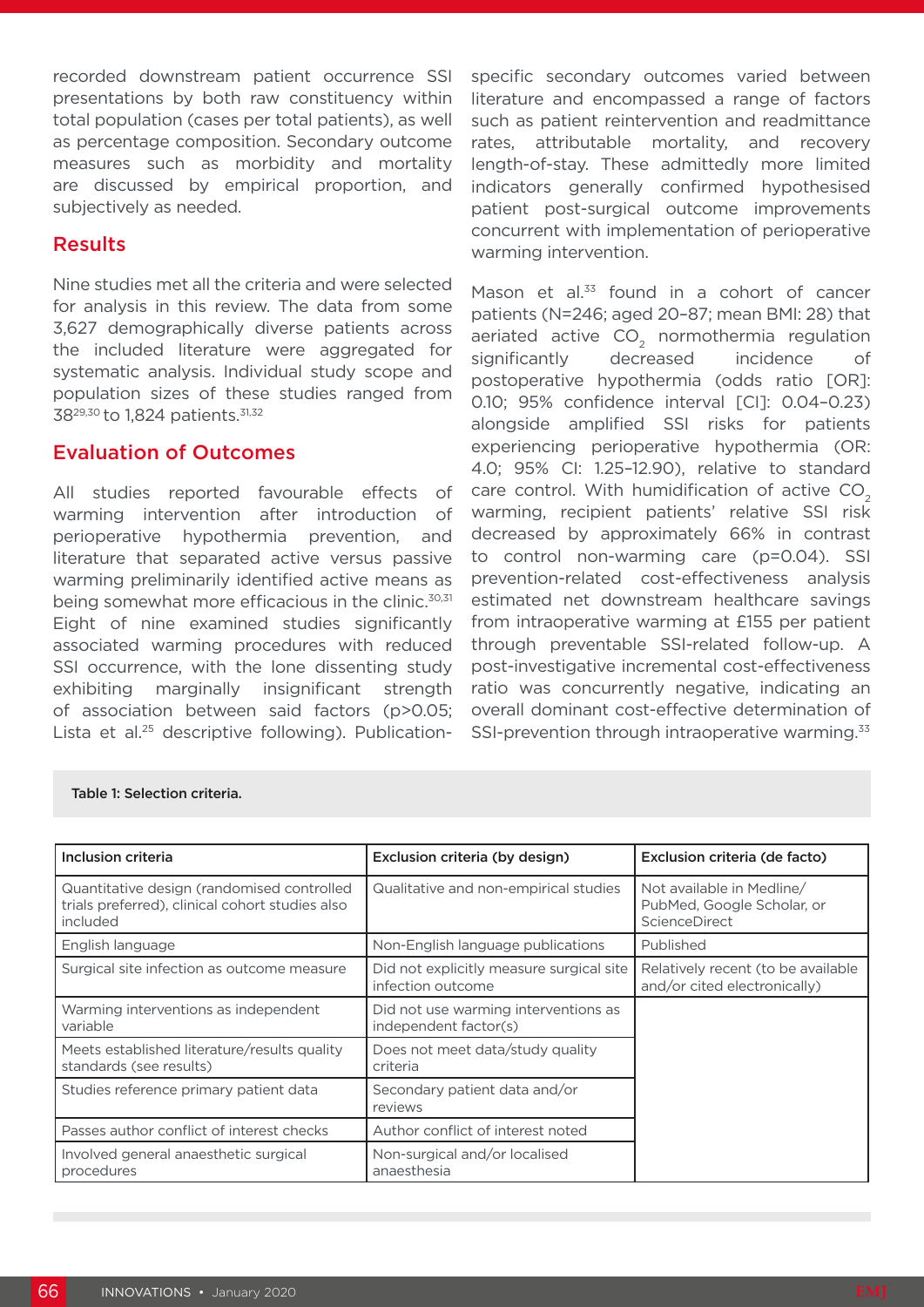recorded downstream patient occurrence SSI presentations by both raw constituency within total population (cases per total patients), as well as percentage composition. Secondary outcome measures such as morbidity and mortality are discussed by empirical proportion, and subjectively as needed.

## Results

Nine studies met all the criteria and were selected for analysis in this review. The data from some 3,627 demographically diverse patients across the included literature were aggregated for systematic analysis. Individual study scope and population sizes of these studies ranged from 38[29,30] to 1,824 patients.[31,32]

## Evaluation of Outcomes

All studies reported favourable effects of warming intervention after introduction of perioperative hypothermia prevention, and literature that separated active versus passive warming preliminarily identified active means as being somewhat more efficacious in the clinic.[30,31] Eight of nine examined studies significantly associated warming procedures with reduced SSI occurrence, with the lone dissenting study exhibiting marginally insignificant strength of association between said factors ($p>0.05$; Lista et al.[25] descriptive following). Publication-specific secondary outcomes varied between literature and encompassed a range of factors such as patient reintervention and readmittance rates, attributable mortality, and recovery length-of-stay. These admittedly more limited indicators generally confirmed hypothesised patient post-surgical outcome improvements concurrent with implementation of perioperative warming intervention.

Mason et al.[33] found in a cohort of cancer patients (N=246; aged 20–87; mean BMI: 28) that aeriated active $CO_2$ normothermia regulation significantly decreased incidence of postoperative hypothermia (odds ratio [OR]: 0.10; 95% confidence interval [CI]: 0.04–0.23) alongside amplified SSI risks for patients experiencing perioperative hypothermia (OR: 4.0; 95% CI: 1.25–12.90), relative to standard care control. With humidification of active $CO_2$ warming, recipient patients' relative SSI risk decreased by approximately 66% in contrast to control non-warming care ($p=0.04$). SSI prevention-related cost-effectiveness analysis estimated net downstream healthcare savings from intraoperative warming at £155 per patient through preventable SSI-related follow-up. A post-investigative incremental cost-effectiveness ratio was concurrently negative, indicating an overall dominant cost-effective determination of SSI-prevention through intraoperative warming.[33]

**Table 1: Selection criteria.**

| Inclusion criteria | Exclusion criteria (by design) | Exclusion criteria (de facto) |
|---|---|---|
| Quantitative design (randomised controlled trials preferred), clinical cohort studies also included | Qualitative and non-empirical studies | Not available in Medline/PubMed, Google Scholar, or ScienceDirect |
| English language | Non-English language publications | Published |
| Surgical site infection as outcome measure | Did not explicitly measure surgical site infection outcome | Relatively recent (to be available and/or cited electronically) |
| Warming interventions as independent variable | Did not use warming interventions as independent factor(s) | |
| Meets established literature/results quality standards (see results) | Does not meet data/study quality criteria | |
| Studies reference primary patient data | Secondary patient data and/or reviews | |
| Passes author conflict of interest checks | Author conflict of interest noted | |
| Involved general anaesthetic surgical procedures | Non-surgical and/or localised anaesthesia | |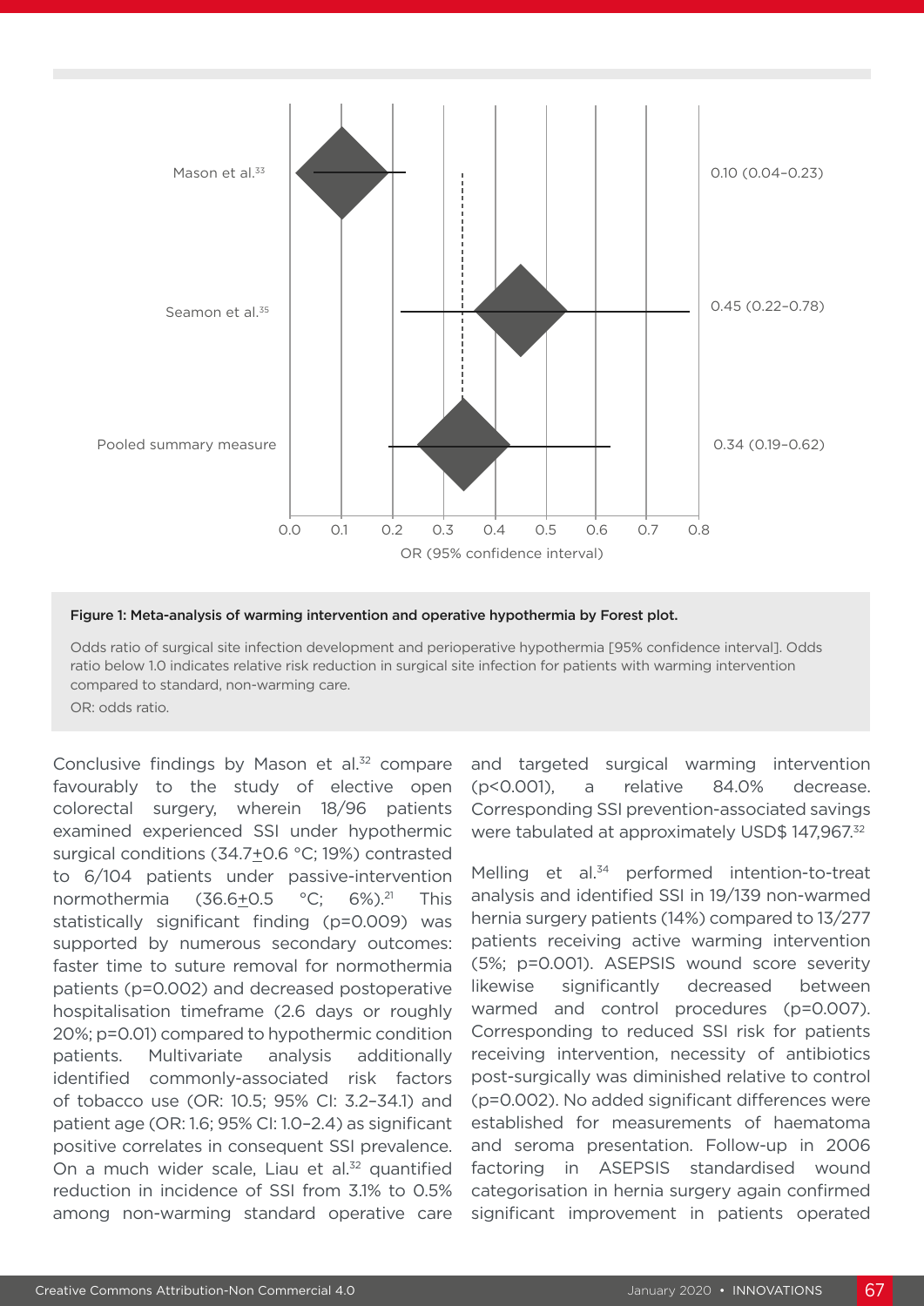Figure 1: Meta-analysis of warming intervention and operative hypothermia by Forest plot.

Odds ratio of surgical site infection development and perioperative hypothermia [95% confidence interval]. Odds ratio below 1.0 indicates relative risk reduction in surgical site infection for patients with warming intervention compared to standard, non-warming care.

OR: odds ratio.

Conclusive findings by Mason et al.[32] compare favourably to the study of elective open colorectal surgery, wherein 18/96 patients examined experienced SSI under hypothermic surgical conditions (34.7±0.6 °C; 19%) contrasted to 6/104 patients under passive-intervention normothermia (36.6±0.5 °C; 6%).[21] This statistically significant finding (p=0.009) was supported by numerous secondary outcomes: faster time to suture removal for normothermia patients (p=0.002) and decreased postoperative hospitalisation timeframe (2.6 days or roughly 20%; p=0.01) compared to hypothermic condition patients. Multivariate analysis additionally identified commonly-associated risk factors of tobacco use (OR: 10.5; 95% CI: 3.2–34.1) and patient age (OR: 1.6; 95% CI: 1.0–2.4) as significant positive correlates in consequent SSI prevalence. On a much wider scale, Liau et al.[32] quantified reduction in incidence of SSI from 3.1% to 0.5% among non-warming standard operative care and targeted surgical warming intervention (p<0.001), a relative 84.0% decrease. Corresponding SSI prevention-associated savings were tabulated at approximately USD$ 147,967.[32]

Melling et al.[34] performed intention-to-treat analysis and identified SSI in 19/139 non-warmed hernia surgery patients (14%) compared to 13/277 patients receiving active warming intervention (5%; p=0.001). ASEPSIS wound score severity likewise significantly decreased between warmed and control procedures (p=0.007). Corresponding to reduced SSI risk for patients receiving intervention, necessity of antibiotics post-surgically was diminished relative to control (p=0.002). No added significant differences were established for measurements of haematoma and seroma presentation. Follow-up in 2006 factoring in ASEPSIS standardised wound categorisation in hernia surgery again confirmed significant improvement in patients operated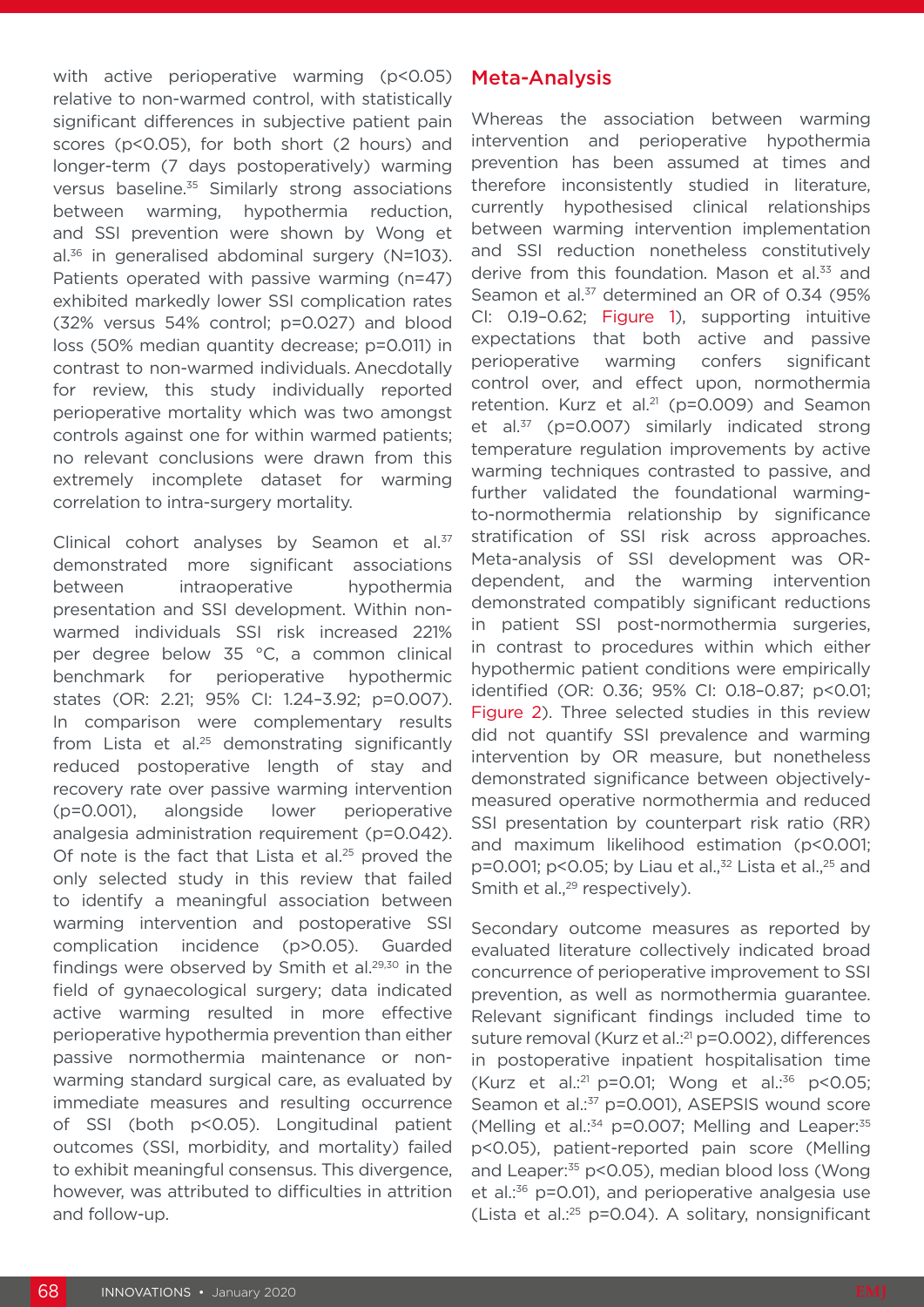with active perioperative warming ($p<0.05$) relative to non-warmed control, with statistically significant differences in subjective patient pain scores ($p<0.05$), for both short (2 hours) and longer-term (7 days postoperatively) warming versus baseline.[35] Similarly strong associations between warming, hypothermia reduction, and SSI prevention were shown by Wong et al.[36] in generalised abdominal surgery (N=103). Patients operated with passive warming (n=47) exhibited markedly lower SSI complication rates (32% versus 54% control; p=0.027) and blood loss (50% median quantity decrease; p=0.011) in contrast to non-warmed individuals. Anecdotally for review, this study individually reported perioperative mortality which was two amongst controls against one for within warmed patients; no relevant conclusions were drawn from this extremely incomplete dataset for warming correlation to intra-surgery mortality.

Clinical cohort analyses by Seamon et al.[37] demonstrated more significant associations between intraoperative hypothermia presentation and SSI development. Within non-warmed individuals SSI risk increased 221% per degree below 35 °C, a common clinical benchmark for perioperative hypothermic states (OR: 2.21; 95% CI: 1.24–3.92; p=0.007). In comparison were complementary results from Lista et al.[25] demonstrating significantly reduced postoperative length of stay and recovery rate over passive warming intervention (p=0.001), alongside lower perioperative analgesia administration requirement (p=0.042). Of note is the fact that Lista et al.[25] proved the only selected study in this review that failed to identify a meaningful association between warming intervention and postoperative SSI complication incidence ($p>0.05$). Guarded findings were observed by Smith et al.[29,30] in the field of gynaecological surgery; data indicated active warming resulted in more effective perioperative hypothermia prevention than either passive normothermia maintenance or non-warming standard surgical care, as evaluated by immediate measures and resulting occurrence of SSI (both $p<0.05$). Longitudinal patient outcomes (SSI, morbidity, and mortality) failed to exhibit meaningful consensus. This divergence, however, was attributed to difficulties in attrition and follow-up.

## Meta-Analysis

Whereas the association between warming intervention and perioperative hypothermia prevention has been assumed at times and therefore inconsistently studied in literature, currently hypothesised clinical relationships between warming intervention implementation and SSI reduction nonetheless constitutively derive from this foundation. Mason et al.[33] and Seamon et al.[37] determined an OR of 0.34 (95% CI: 0.19–0.62; Figure 1), supporting intuitive expectations that both active and passive perioperative warming confers significant control over, and effect upon, normothermia retention. Kurz et al.[21] (p=0.009) and Seamon et al.[37] (p=0.007) similarly indicated strong temperature regulation improvements by active warming techniques contrasted to passive, and further validated the foundational warming-to-normothermia relationship by significance stratification of SSI risk across approaches. Meta-analysis of SSI development was OR-dependent, and the warming intervention demonstrated compatibly significant reductions in patient SSI post-normothermia surgeries, in contrast to procedures within which either hypothermic patient conditions were empirically identified (OR: 0.36; 95% CI: 0.18–0.87; $p<0.01$; Figure 2). Three selected studies in this review did not quantify SSI prevalence and warming intervention by OR measure, but nonetheless demonstrated significance between objectively-measured operative normothermia and reduced SSI presentation by counterpart risk ratio (RR) and maximum likelihood estimation ($p<0.001$; p=0.001; $p<0.05$; by Liau et al.,[32] Lista et al.,[25] and Smith et al.,[29] respectively).

Secondary outcome measures as reported by evaluated literature collectively indicated broad concurrence of perioperative improvement to SSI prevention, as well as normothermia guarantee. Relevant significant findings included time to suture removal (Kurz et al.:[21] p=0.002), differences in postoperative inpatient hospitalisation time (Kurz et al.:[21] p=0.01; Wong et al.:[36] $p<0.05$; Seamon et al.:[37] p=0.001), ASEPSIS wound score (Melling et al.:[34] p=0.007; Melling and Leaper:[35] $p<0.05$), patient-reported pain score (Melling and Leaper:[35] $p<0.05$), median blood loss (Wong et al.:[36] p=0.01), and perioperative analgesia use (Lista et al.:[25] p=0.04). A solitary, nonsignificant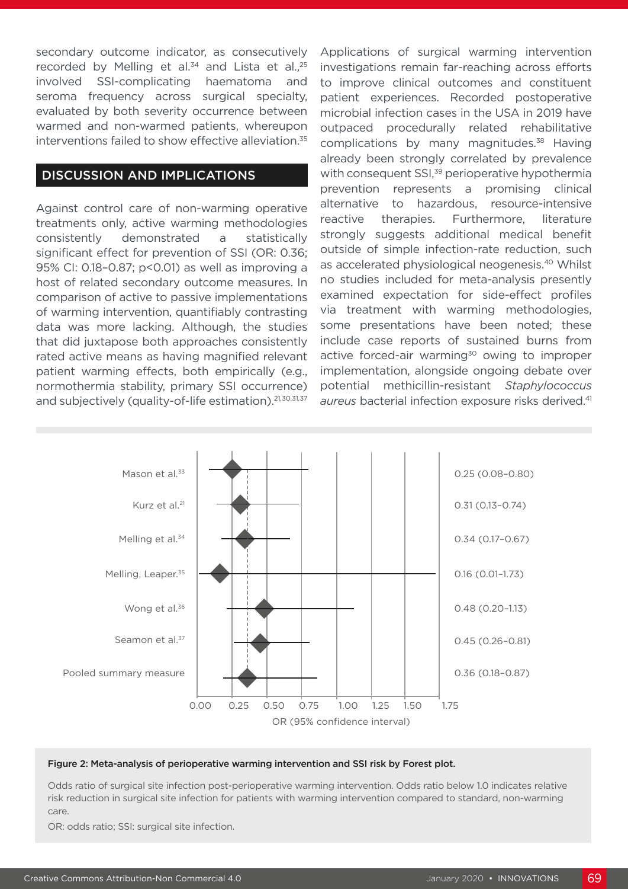secondary outcome indicator, as consecutively recorded by Melling et al.[34] and Lista et al.,[25] involved SSI-complicating haematoma and seroma frequency across surgical specialty, evaluated by both severity occurrence between warmed and non-warmed patients, whereupon interventions failed to show effective alleviation.[35]

## DISCUSSION AND IMPLICATIONS

Against control care of non-warming operative treatments only, active warming methodologies consistently demonstrated a statistically significant effect for prevention of SSI (OR: 0.36; 95% CI: 0.18–0.87; p<0.01) as well as improving a host of related secondary outcome measures. In comparison of active to passive implementations of warming intervention, quantifiably contrasting data was more lacking. Although, the studies that did juxtapose both approaches consistently rated active means as having magnified relevant patient warming effects, both empirically (e.g., normothermia stability, primary SSI occurrence) and subjectively (quality-of-life estimation).[21,30,31,37]

Applications of surgical warming intervention investigations remain far-reaching across efforts to improve clinical outcomes and constituent patient experiences. Recorded postoperative microbial infection cases in the USA in 2019 have outpaced procedurally related rehabilitative complications by many magnitudes.[38] Having already been strongly correlated by prevalence with consequent SSI,[39] perioperative hypothermia prevention represents a promising clinical alternative to hazardous, resource-intensive reactive therapies. Furthermore, literature strongly suggests additional medical benefit outside of simple infection-rate reduction, such as accelerated physiological neogenesis.[40] Whilst no studies included for meta-analysis presently examined expectation for side-effect profiles via treatment with warming methodologies, some presentations have been noted; these include case reports of sustained burns from active forced-air warming[30] owing to improper implementation, alongside ongoing debate over potential methicillin-resistant *Staphylococcus aureus* bacterial infection exposure risks derived.[41]

| Study | OR (95% confidence interval) |
|---|---|
| Mason et al.[33] | 0.25 (0.08–0.80) |
| Kurz et al.[21] | 0.31 (0.13–0.74) |
| Melling et al.[34] | 0.34 (0.17–0.67) |
| Melling, Leaper.[35] | 0.16 (0.01–1.73) |
| Wong et al.[36] | 0.48 (0.20–1.13) |
| Seamon et al.[37] | 0.45 (0.26–0.81) |
| Pooled summary measure | 0.36 (0.18–0.87) |

**Figure 2: Meta-analysis of perioperative warming intervention and SSI risk by Forest plot.**

Odds ratio of surgical site infection post-perioperative warming intervention. Odds ratio below 1.0 indicates relative risk reduction in surgical site infection for patients with warming intervention compared to standard, non-warming care.

OR: odds ratio; SSI: surgical site infection.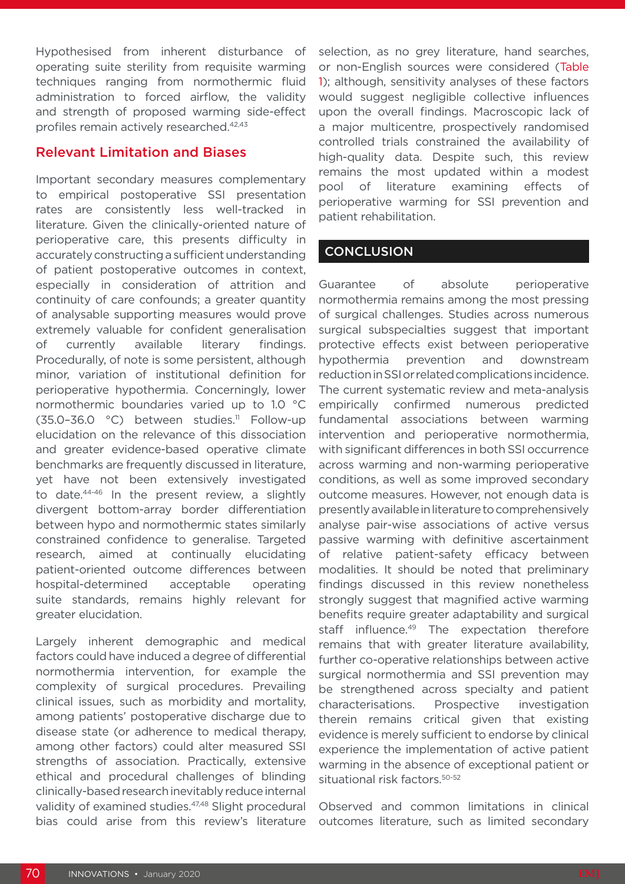Hypothesised from inherent disturbance of operating suite sterility from requisite warming techniques ranging from normothermic fluid administration to forced airflow, the validity and strength of proposed warming side-effect profiles remain actively researched.[42,43]

## Relevant Limitation and Biases

Important secondary measures complementary to empirical postoperative SSI presentation rates are consistently less well-tracked in literature. Given the clinically-oriented nature of perioperative care, this presents difficulty in accurately constructing a sufficient understanding of patient postoperative outcomes in context, especially in consideration of attrition and continuity of care confounds; a greater quantity of analysable supporting measures would prove extremely valuable for confident generalisation of currently available literary findings. Procedurally, of note is some persistent, although minor, variation of institutional definition for perioperative hypothermia. Concerningly, lower normothermic boundaries varied up to 1.0 °C (35.0–36.0 °C) between studies.[11] Follow-up elucidation on the relevance of this dissociation and greater evidence-based operative climate benchmarks are frequently discussed in literature, yet have not been extensively investigated to date.[44-46] In the present review, a slightly divergent bottom-array border differentiation between hypo and normothermic states similarly constrained confidence to generalise. Targeted research, aimed at continually elucidating patient-oriented outcome differences between hospital-determined acceptable operating suite standards, remains highly relevant for greater elucidation.

Largely inherent demographic and medical factors could have induced a degree of differential normothermia intervention, for example the complexity of surgical procedures. Prevailing clinical issues, such as morbidity and mortality, among patients' postoperative discharge due to disease state (or adherence to medical therapy, among other factors) could alter measured SSI strengths of association. Practically, extensive ethical and procedural challenges of blinding clinically-based research inevitably reduce internal validity of examined studies.[47,48] Slight procedural bias could arise from this review's literature selection, as no grey literature, hand searches, or non-English sources were considered (Table 1); although, sensitivity analyses of these factors would suggest negligible collective influences upon the overall findings. Macroscopic lack of a major multicentre, prospectively randomised controlled trials constrained the availability of high-quality data. Despite such, this review remains the most updated within a modest pool of literature examining effects of perioperative warming for SSI prevention and patient rehabilitation.

## CONCLUSION

Guarantee of absolute perioperative normothermia remains among the most pressing of surgical challenges. Studies across numerous surgical subspecialties suggest that important protective effects exist between perioperative hypothermia prevention and downstream reduction in SSI or related complications incidence. The current systematic review and meta-analysis empirically confirmed numerous predicted fundamental associations between warming intervention and perioperative normothermia, with significant differences in both SSI occurrence across warming and non-warming perioperative conditions, as well as some improved secondary outcome measures. However, not enough data is presently available in literature to comprehensively analyse pair-wise associations of active versus passive warming with definitive ascertainment of relative patient-safety efficacy between modalities. It should be noted that preliminary findings discussed in this review nonetheless strongly suggest that magnified active warming benefits require greater adaptability and surgical staff influence.[49] The expectation therefore remains that with greater literature availability, further co-operative relationships between active surgical normothermia and SSI prevention may be strengthened across specialty and patient characterisations. Prospective investigation therein remains critical given that existing evidence is merely sufficient to endorse by clinical experience the implementation of active patient warming in the absence of exceptional patient or situational risk factors.[50-52]

Observed and common limitations in clinical outcomes literature, such as limited secondary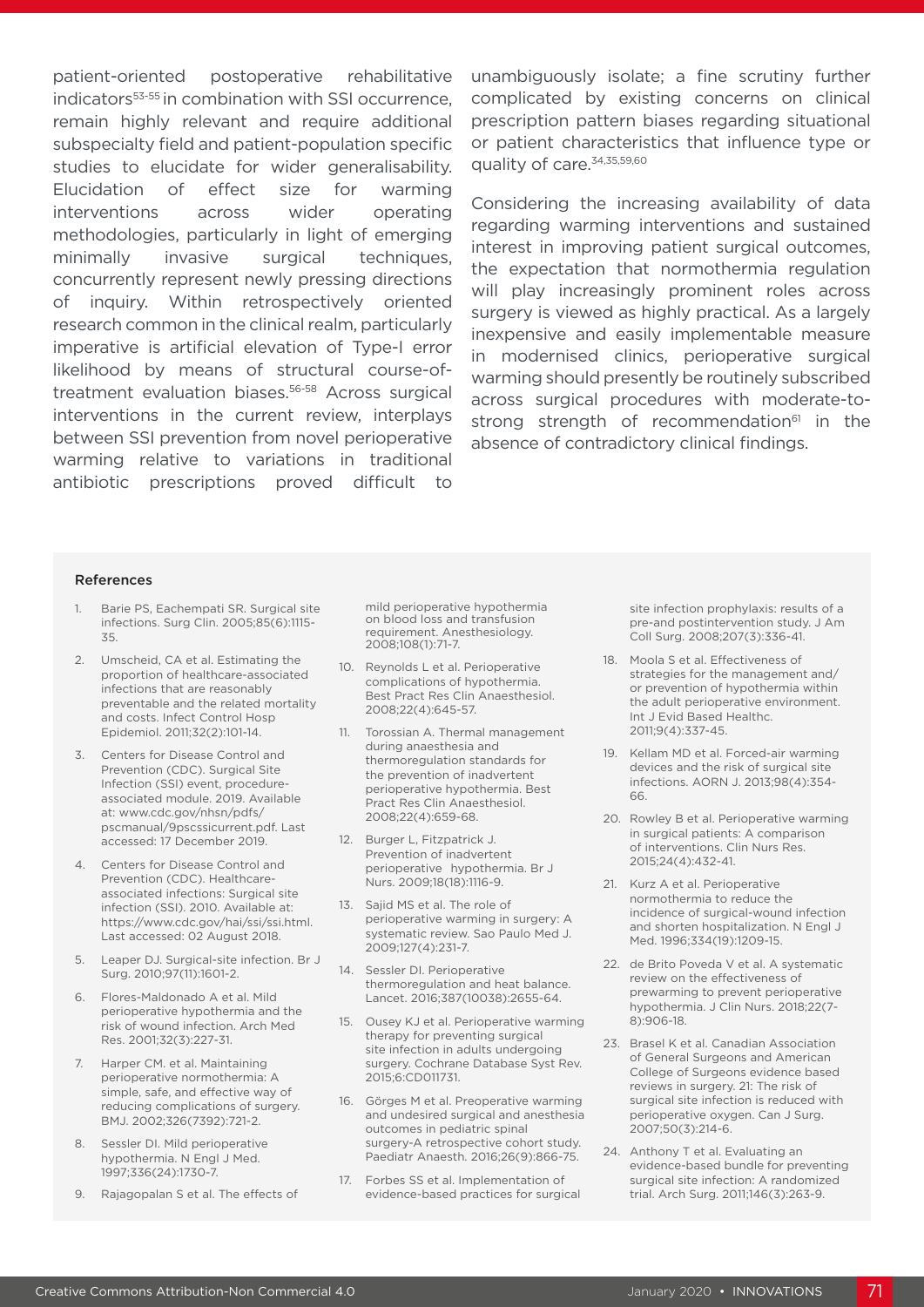patient-oriented postoperative rehabilitative indicators[53-55] in combination with SSI occurrence, remain highly relevant and require additional subspecialty field and patient-population specific studies to elucidate for wider generalisability. Elucidation of effect size for warming interventions across wider operating methodologies, particularly in light of emerging minimally invasive surgical techniques, concurrently represent newly pressing directions of inquiry. Within retrospectively oriented research common in the clinical realm, particularly imperative is artificial elevation of Type-I error likelihood by means of structural course-of-treatment evaluation biases.[56-58] Across surgical interventions in the current review, interplays between SSI prevention from novel perioperative warming relative to variations in traditional antibiotic prescriptions proved difficult to unambiguously isolate; a fine scrutiny further complicated by existing concerns on clinical prescription pattern biases regarding situational or patient characteristics that influence type or quality of care.[34,35,59,60]

Considering the increasing availability of data regarding warming interventions and sustained interest in improving patient surgical outcomes, the expectation that normothermia regulation will play increasingly prominent roles across surgery is viewed as highly practical. As a largely inexpensive and easily implementable measure in modernised clinics, perioperative surgical warming should presently be routinely subscribed across surgical procedures with moderate-to-strong strength of recommendation[61] in the absence of contradictory clinical findings.

## References

1. Barie PS, Eachempati SR. Surgical site infections. Surg Clin. 2005;85(6):1115-35.
2. Umscheid, CA et al. Estimating the proportion of healthcare-associated infections that are reasonably preventable and the related mortality and costs. Infect Control Hosp Epidemiol. 2011;32(2):101-14.
3. Centers for Disease Control and Prevention (CDC). Surgical Site Infection (SSI) event, procedure-associated module. 2019. Available at: www.cdc.gov/nhsn/pdfs/pscmanual/9pscssicurrent.pdf. Last accessed: 17 December 2019.
4. Centers for Disease Control and Prevention (CDC). Healthcare-associated infections: Surgical site infection (SSI). 2010. Available at: https://www.cdc.gov/hai/ssi/ssi.html. Last accessed: 02 August 2018.
5. Leaper DJ. Surgical-site infection. Br J Surg. 2010;97(11):1601-2.
6. Flores-Maldonado A et al. Mild perioperative hypothermia and the risk of wound infection. Arch Med Res. 2001;32(3):227-31.
7. Harper CM. et al. Maintaining perioperative normothermia: A simple, safe, and effective way of reducing complications of surgery. BMJ. 2002;326(7392):721-2.
8. Sessler DI. Mild perioperative hypothermia. N Engl J Med. 1997;336(24):1730-7.
9. Rajagopalan S et al. The effects of mild perioperative hypothermia on blood loss and transfusion requirement. Anesthesiology. 2008;108(1):71-7.
10. Reynolds L et al. Perioperative complications of hypothermia. Best Pract Res Clin Anaesthesiol. 2008;22(4):645-57.
11. Torossian A. Thermal management during anaesthesia and thermoregulation standards for the prevention of inadvertent perioperative hypothermia. Best Pract Res Clin Anaesthesiol. 2008;22(4):659-68.
12. Burger L, Fitzpatrick J. Prevention of inadvertent perioperative hypothermia. Br J Nurs. 2009;18(18):1116-9.
13. Sajid MS et al. The role of perioperative warming in surgery: A systematic review. Sao Paulo Med J. 2009;127(4):231-7.
14. Sessler DI. Perioperative thermoregulation and heat balance. Lancet. 2016;387(10038):2655-64.
15. Ousey KJ et al. Perioperative warming therapy for preventing surgical site infection in adults undergoing surgery. Cochrane Database Syst Rev. 2015;6:CD011731.
16. Görges M et al. Preoperative warming and undesired surgical and anesthesia outcomes in pediatric spinal surgery-A retrospective cohort study. Paediatr Anaesth. 2016;26(9):866-75.
17. Forbes SS et al. Implementation of evidence-based practices for surgical site infection prophylaxis: results of a pre-and postintervention study. J Am Coll Surg. 2008;207(3):336-41.
18. Moola S et al. Effectiveness of strategies for the management and/or prevention of hypothermia within the adult perioperative environment. Int J Evid Based Healthc. 2011;9(4):337-45.
19. Kellam MD et al. Forced-air warming devices and the risk of surgical site infections. AORN J. 2013;98(4):354-66.
20. Rowley B et al. Perioperative warming in surgical patients: A comparison of interventions. Clin Nurs Res. 2015;24(4):432-41.
21. Kurz A et al. Perioperative normothermia to reduce the incidence of surgical-wound infection and shorten hospitalization. N Engl J Med. 1996;334(19):1209-15.
22. de Brito Poveda V et al. A systematic review on the effectiveness of prewarming to prevent perioperative hypothermia. J Clin Nurs. 2018;22(7-8):906-18.
23. Brasel K et al. Canadian Association of General Surgeons and American College of Surgeons evidence based reviews in surgery. 21: The risk of surgical site infection is reduced with perioperative oxygen. Can J Surg. 2007;50(3):214-6.
24. Anthony T et al. Evaluating an evidence-based bundle for preventing surgical site infection: A randomized trial. Arch Surg. 2011;146(3):263-9.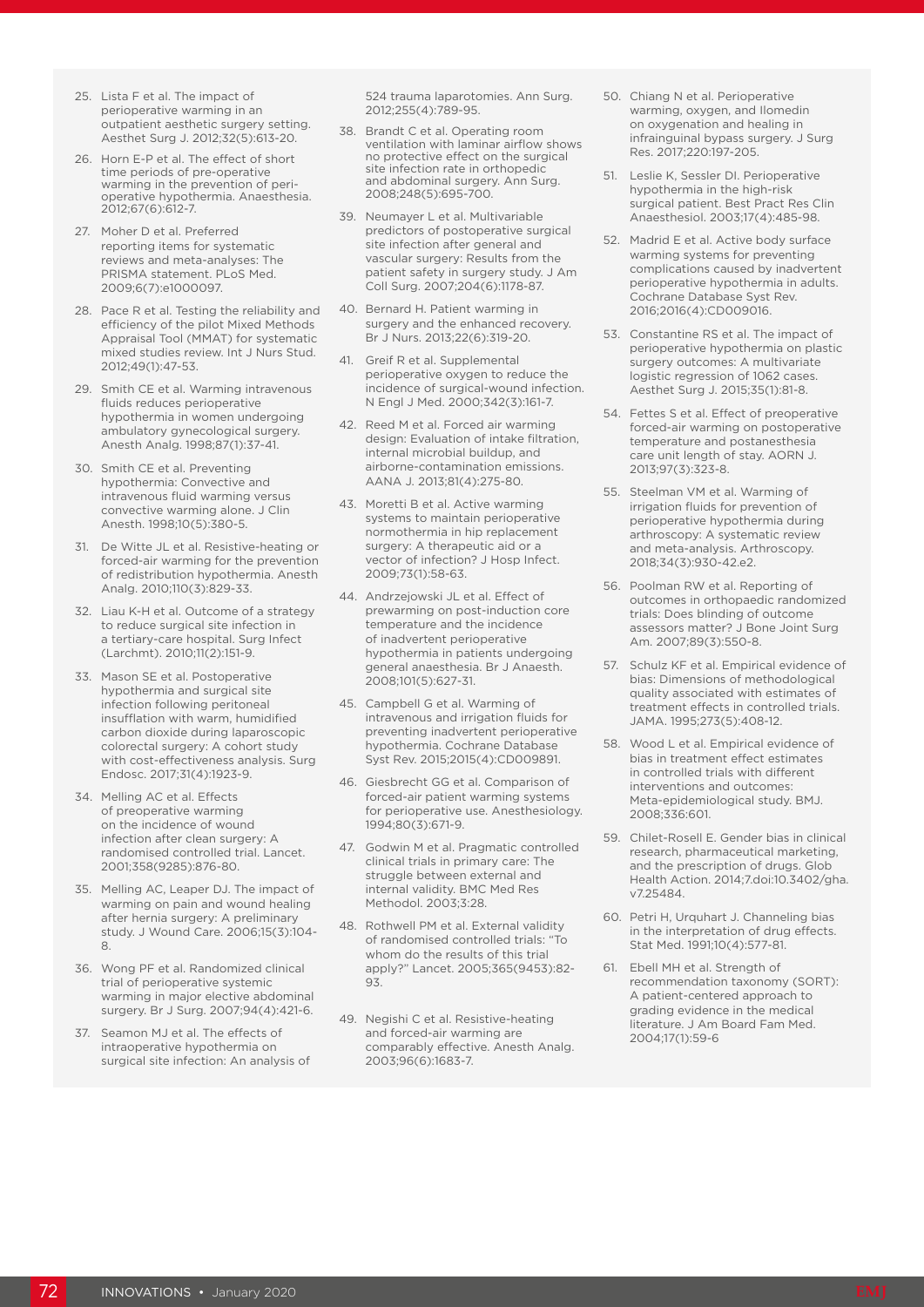25. Lista F et al. The impact of perioperative warming in an outpatient aesthetic surgery setting. Aesthet Surg J. 2012;32(5):613-20.

26. Horn E-P et al. The effect of short time periods of pre-operative warming in the prevention of peri-operative hypothermia. Anaesthesia. 2012;67(6):612-7.

27. Moher D et al. Preferred reporting items for systematic reviews and meta-analyses: The PRISMA statement. PLoS Med. 2009;6(7):e1000097.

28. Pace R et al. Testing the reliability and efficiency of the pilot Mixed Methods Appraisal Tool (MMAT) for systematic mixed studies review. Int J Nurs Stud. 2012;49(1):47-53.

29. Smith CE et al. Warming intravenous fluids reduces perioperative hypothermia in women undergoing ambulatory gynecological surgery. Anesth Analg. 1998;87(1):37-41.

30. Smith CE et al. Preventing hypothermia: Convective and intravenous fluid warming versus convective warming alone. J Clin Anesth. 1998;10(5):380-5.

31. De Witte JL et al. Resistive-heating or forced-air warming for the prevention of redistribution hypothermia. Anesth Analg. 2010;110(3):829-33.

32. Liau K-H et al. Outcome of a strategy to reduce surgical site infection in a tertiary-care hospital. Surg Infect (Larchmt). 2010;11(2):151-9.

33. Mason SE et al. Postoperative hypothermia and surgical site infection following peritoneal insufflation with warm, humidified carbon dioxide during laparoscopic colorectal surgery: A cohort study with cost-effectiveness analysis. Surg Endosc. 2017;31(4):1923-9.

34. Melling AC et al. Effects of preoperative warming on the incidence of wound infection after clean surgery: A randomised controlled trial. Lancet. 2001;358(9285):876-80.

35. Melling AC, Leaper DJ. The impact of warming on pain and wound healing after hernia surgery: A preliminary study. J Wound Care. 2006;15(3):104-8.

36. Wong PF et al. Randomized clinical trial of perioperative systemic warming in major elective abdominal surgery. Br J Surg. 2007;94(4):421-6.

37. Seamon MJ et al. The effects of intraoperative hypothermia on surgical site infection: An analysis of 524 trauma laparotomies. Ann Surg. 2012;255(4):789-95.

38. Brandt C et al. Operating room ventilation with laminar airflow shows no protective effect on the surgical site infection rate in orthopedic and abdominal surgery. Ann Surg. 2008;248(5):695-700.

39. Neumayer L et al. Multivariable predictors of postoperative surgical site infection after general and vascular surgery: Results from the patient safety in surgery study. J Am Coll Surg. 2007;204(6):1178-87.

40. Bernard H. Patient warming in surgery and the enhanced recovery. Br J Nurs. 2013;22(6):319-20.

41. Greif R et al. Supplemental perioperative oxygen to reduce the incidence of surgical-wound infection. N Engl J Med. 2000;342(3):161-7.

42. Reed M et al. Forced air warming design: Evaluation of intake filtration, internal microbial buildup, and airborne-contamination emissions. AANA J. 2013;81(4):275-80.

43. Moretti B et al. Active warming systems to maintain perioperative normothermia in hip replacement surgery: A therapeutic aid or a vector of infection? J Hosp Infect. 2009;73(1):58-63.

44. Andrzejowski JL et al. Effect of prewarming on post-induction core temperature and the incidence of inadvertent perioperative hypothermia in patients undergoing general anaesthesia. Br J Anaesth. 2008;101(5):627-31.

45. Campbell G et al. Warming of intravenous and irrigation fluids for preventing inadvertent perioperative hypothermia. Cochrane Database Syst Rev. 2015;2015(4):CD009891.

46. Giesbrecht GG et al. Comparison of forced-air patient warming systems for perioperative use. Anesthesiology. 1994;80(3):671-9.

47. Godwin M et al. Pragmatic controlled clinical trials in primary care: The struggle between external and internal validity. BMC Med Res Methodol. 2003;3:28.

48. Rothwell PM et al. External validity of randomised controlled trials: "To whom do the results of this trial apply?" Lancet. 2005;365(9453):82-93.

49. Negishi C et al. Resistive-heating and forced-air warming are comparably effective. Anesth Analg. 2003;96(6):1683-7.

50. Chiang N et al. Perioperative warming, oxygen, and Ilomedin on oxygenation and healing in infrainguinal bypass surgery. J Surg Res. 2017;220:197-205.

51. Leslie K, Sessler DI. Perioperative hypothermia in the high-risk surgical patient. Best Pract Res Clin Anaesthesiol. 2003;17(4):485-98.

52. Madrid E et al. Active body surface warming systems for preventing complications caused by inadvertent perioperative hypothermia in adults. Cochrane Database Syst Rev. 2016;2016(4):CD009016.

53. Constantine RS et al. The impact of perioperative hypothermia on plastic surgery outcomes: A multivariate logistic regression of 1062 cases. Aesthet Surg J. 2015;35(1):81-8.

54. Fettes S et al. Effect of preoperative forced-air warming on postoperative temperature and postanesthesia care unit length of stay. AORN J. 2013;97(3):323-8.

55. Steelman VM et al. Warming of irrigation fluids for prevention of perioperative hypothermia during arthroscopy: A systematic review and meta-analysis. Arthroscopy. 2018;34(3):930-42.e2.

56. Poolman RW et al. Reporting of outcomes in orthopaedic randomized trials: Does blinding of outcome assessors matter? J Bone Joint Surg Am. 2007;89(3):550-8.

57. Schulz KF et al. Empirical evidence of bias: Dimensions of methodological quality associated with estimates of treatment effects in controlled trials. JAMA. 1995;273(5):408-12.

58. Wood L et al. Empirical evidence of bias in treatment effect estimates in controlled trials with different interventions and outcomes: Meta-epidemiological study. BMJ. 2008;336:601.

59. Chilet-Rosell E. Gender bias in clinical research, pharmaceutical marketing, and the prescription of drugs. Glob Health Action. 2014;7.doi:10.3402/gha.v7.25484.

60. Petri H, Urquhart J. Channeling bias in the interpretation of drug effects. Stat Med. 1991;10(4):577-81.

61. Ebell MH et al. Strength of recommendation taxonomy (SORT): A patient-centered approach to grading evidence in the medical literature. J Am Board Fam Med. 2004;17(1):59-6